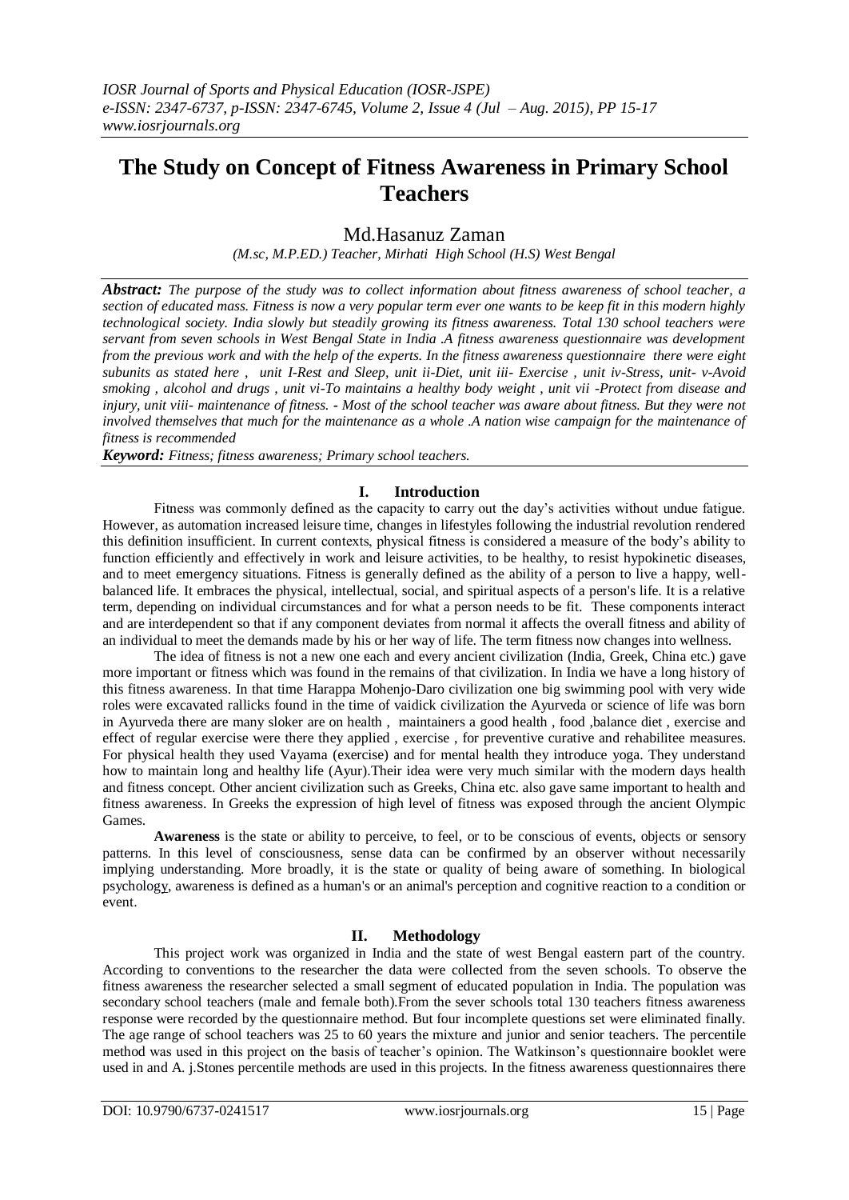# The Study on Concept of Fitness Awareness in Primary School Teachers

## Md.Hasanuz Zaman

*(M.sc, M.P.ED.) Teacher, Mirhati High School (H.S) West Bengal*

***Abstract:*** *The purpose of the study was to collect information about fitness awareness of school teacher, a section of educated mass. Fitness is now a very popular term ever one wants to be keep fit in this modern highly technological society. India slowly but steadily growing its fitness awareness. Total 130 school teachers were servant from seven schools in West Bengal State in India .A fitness awareness questionnaire was development from the previous work and with the help of the experts. In the fitness awareness questionnaire there were eight subunits as stated here , unit I-Rest and Sleep, unit ii-Diet, unit iii- Exercise , unit iv-Stress, unit- v-Avoid smoking , alcohol and drugs , unit vi-To maintains a healthy body weight , unit vii -Protect from disease and injury, unit viii- maintenance of fitness. - Most of the school teacher was aware about fitness. But they were not involved themselves that much for the maintenance as a whole .A nation wise campaign for the maintenance of fitness is recommended*

***Keyword:*** *Fitness; fitness awareness; Primary school teachers.*

## I. Introduction

Fitness was commonly defined as the capacity to carry out the day's activities without undue fatigue. However, as automation increased leisure time, changes in lifestyles following the industrial revolution rendered this definition insufficient. In current contexts, physical fitness is considered a measure of the body's ability to function efficiently and effectively in work and leisure activities, to be healthy, to resist hypokinetic diseases, and to meet emergency situations. Fitness is generally defined as the ability of a person to live a happy, well-balanced life. It embraces the physical, intellectual, social, and spiritual aspects of a person's life. It is a relative term, depending on individual circumstances and for what a person needs to be fit. These components interact and are interdependent so that if any component deviates from normal it affects the overall fitness and ability of an individual to meet the demands made by his or her way of life. The term fitness now changes into wellness.

The idea of fitness is not a new one each and every ancient civilization (India, Greek, China etc.) gave more important or fitness which was found in the remains of that civilization. In India we have a long history of this fitness awareness. In that time Harappa Mohenjo-Daro civilization one big swimming pool with very wide roles were excavated rallicks found in the time of vaidick civilization the Ayurveda or science of life was born in Ayurveda there are many sloker are on health , maintainers a good health , food ,balance diet , exercise and effect of regular exercise were there they applied , exercise , for preventive curative and rehabilitee measures. For physical health they used Vayama (exercise) and for mental health they introduce yoga. They understand how to maintain long and healthy life (Ayur).Their idea were very much similar with the modern days health and fitness concept. Other ancient civilization such as Greeks, China etc. also gave same important to health and fitness awareness. In Greeks the expression of high level of fitness was exposed through the ancient Olympic Games.

**Awareness** is the state or ability to perceive, to feel, or to be conscious of events, objects or sensory patterns. In this level of consciousness, sense data can be confirmed by an observer without necessarily implying understanding. More broadly, it is the state or quality of being aware of something. In biological psychology, awareness is defined as a human's or an animal's perception and cognitive reaction to a condition or event.

## II. Methodology

This project work was organized in India and the state of west Bengal eastern part of the country. According to conventions to the researcher the data were collected from the seven schools. To observe the fitness awareness the researcher selected a small segment of educated population in India. The population was secondary school teachers (male and female both).From the sever schools total 130 teachers fitness awareness response were recorded by the questionnaire method. But four incomplete questions set were eliminated finally. The age range of school teachers was 25 to 60 years the mixture and junior and senior teachers. The percentile method was used in this project on the basis of teacher's opinion. The Watkinson's questionnaire booklet were used in and A. j.Stones percentile methods are used in this projects. In the fitness awareness questionnaires there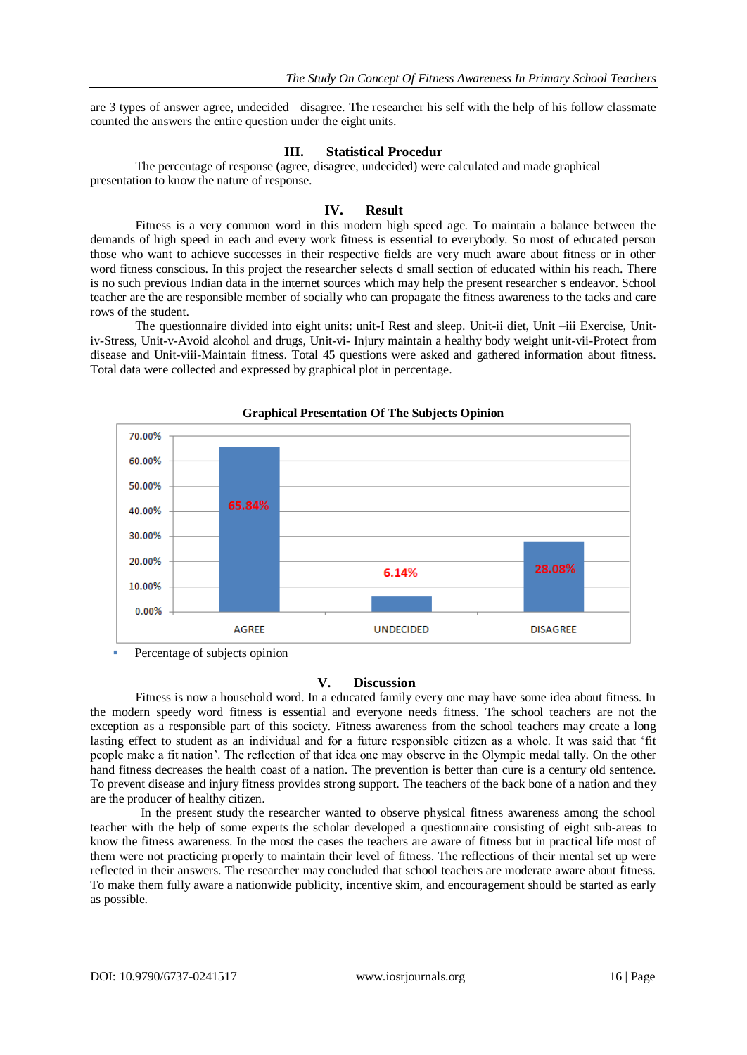are 3 types of answer agree, undecided disagree. The researcher his self with the help of his follow classmate counted the answers the entire question under the eight units.

## III. Statistical Procedur

The percentage of response (agree, disagree, undecided) were calculated and made graphical presentation to know the nature of response.

## IV. Result

Fitness is a very common word in this modern high speed age. To maintain a balance between the demands of high speed in each and every work fitness is essential to everybody. So most of educated person those who want to achieve successes in their respective fields are very much aware about fitness or in other word fitness conscious. In this project the researcher selects d small section of educated within his reach. There is no such previous Indian data in the internet sources which may help the present researcher s endeavor. School teacher are the are responsible member of socially who can propagate the fitness awareness to the tacks and care rows of the student.

The questionnaire divided into eight units: unit-I Rest and sleep. Unit-ii diet, Unit –iii Exercise, Unit-iv-Stress, Unit-v-Avoid alcohol and drugs, Unit-vi- Injury maintain a healthy body weight unit-vii-Protect from disease and Unit-viii-Maintain fitness. Total 45 questions were asked and gathered information about fitness. Total data were collected and expressed by graphical plot in percentage.

**Graphical Presentation Of The Subjects Opinion**

| Response | Percentage |
|---|---|
| AGREE | 65.84% |
| UNDECIDED | 6.14% |
| DISAGREE | 28.08% |

- Percentage of subjects opinion

## V. Discussion

Fitness is now a household word. In a educated family every one may have some idea about fitness. In the modern speedy word fitness is essential and everyone needs fitness. The school teachers are not the exception as a responsible part of this society. Fitness awareness from the school teachers may create a long lasting effect to student as an individual and for a future responsible citizen as a whole. It was said that 'fit people make a fit nation'. The reflection of that idea one may observe in the Olympic medal tally. On the other hand fitness decreases the health coast of a nation. The prevention is better than cure is a century old sentence. To prevent disease and injury fitness provides strong support. The teachers of the back bone of a nation and they are the producer of healthy citizen.

In the present study the researcher wanted to observe physical fitness awareness among the school teacher with the help of some experts the scholar developed a questionnaire consisting of eight sub-areas to know the fitness awareness. In the most the cases the teachers are aware of fitness but in practical life most of them were not practicing properly to maintain their level of fitness. The reflections of their mental set up were reflected in their answers. The researcher may concluded that school teachers are moderate aware about fitness. To make them fully aware a nationwide publicity, incentive skim, and encouragement should be started as early as possible.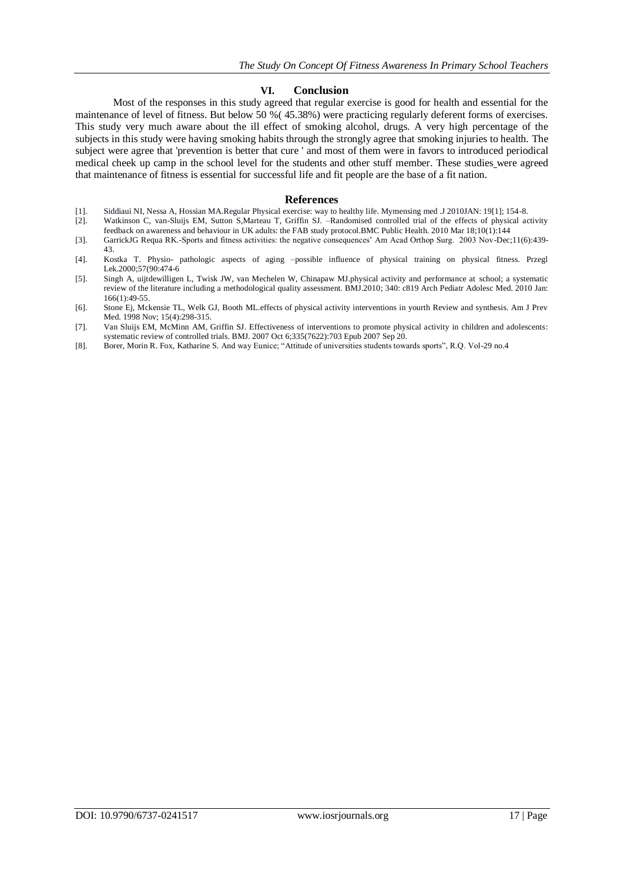## VI. Conclusion

Most of the responses in this study agreed that regular exercise is good for health and essential for the maintenance of level of fitness. But below 50 %( 45.38%) were practicing regularly deferent forms of exercises. This study very much aware about the ill effect of smoking alcohol, drugs. A very high percentage of the subjects in this study were having smoking habits through the strongly agree that smoking injuries to health. The subject were agree that 'prevention is better that cure ' and most of them were in favors to introduced periodical medical cheek up camp in the school level for the students and other stuff member. These studies were agreed that maintenance of fitness is essential for successful life and fit people are the base of a fit nation.

## References

[1]. Siddiaui NI, Nessa A, Hossian MA.Regular Physical exercise: way to healthy life. Mymensing med .J 2010JAN: 19[1]; 154-8.

[2]. Watkinson C, van-Sluijs EM, Sutton S,Marteau T, Griffin SJ. –Randomised controlled trial of the effects of physical activity feedback on awareness and behaviour in UK adults: the FAB study protocol.BMC Public Health. 2010 Mar 18;10(1):144

[3]. GarrickJG Requa RK.-Sports and fitness activities: the negative consequences' Am Acad Orthop Surg. 2003 Nov-Dec;11(6):439-43.

[4]. Kostka T. Physio- pathologic aspects of aging –possible influence of physical training on physical fitness. Przegl Lek.2000;57(90:474-6

[5]. Singh A, uijtdewilligen L, Twisk JW, van Mechelen W, Chinapaw MJ.physical activity and performance at school; a systematic review of the literature including a methodological quality assessment. BMJ.2010; 340: c819 Arch Pediatr Adolesc Med. 2010 Jan: 166(1):49-55.

[6]. Stone Ej, Mckensie TL, Welk GJ, Booth ML.effects of physical activity interventions in yourth Review and synthesis. Am J Prev Med. 1998 Nov; 15(4):298-315.

[7]. Van Sluijs EM, McMinn AM, Griffin SJ. Effectiveness of interventions to promote physical activity in children and adolescents: systematic review of controlled trials. BMJ. 2007 Oct 6;335(7622):703 Epub 2007 Sep 20.

[8]. Borer, Morin R. Fox, Katharine S. And way Eunice; "Attitude of universities students towards sports", R.Q. Vol-29 no.4